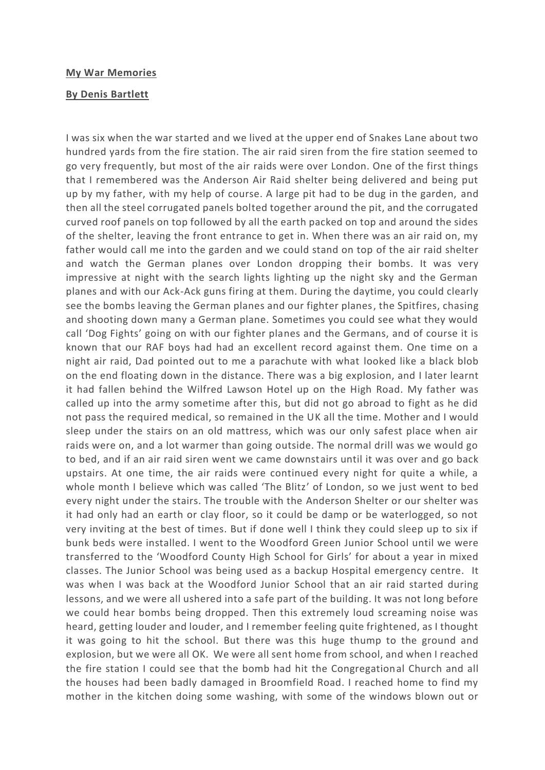**My War Memories**

**By Denis Bartlett**

I was six when the war started and we lived at the upper end of Snakes Lane about two hundred yards from the fire station. The air raid siren from the fire station seemed to go very frequently, but most of the air raids were over London. One of the first things that I remembered was the Anderson Air Raid shelter being delivered and being put up by my father, with my help of course. A large pit had to be dug in the garden, and then all the steel corrugated panels bolted together around the pit, and the corrugated curved roof panels on top followed by all the earth packed on top and around the sides of the shelter, leaving the front entrance to get in. When there was an air raid on, my father would call me into the garden and we could stand on top of the air raid shelter and watch the German planes over London dropping their bombs. It was very impressive at night with the search lights lighting up the night sky and the German planes and with our Ack-Ack guns firing at them. During the daytime, you could clearly see the bombs leaving the German planes and our fighter planes, the Spitfires, chasing and shooting down many a German plane. Sometimes you could see what they would call 'Dog Fights' going on with our fighter planes and the Germans, and of course it is known that our RAF boys had had an excellent record against them. One time on a night air raid, Dad pointed out to me a parachute with what looked like a black blob on the end floating down in the distance. There was a big explosion, and I later learnt it had fallen behind the Wilfred Lawson Hotel up on the High Road. My father was called up into the army sometime after this, but did not go abroad to fight as he did not pass the required medical, so remained in the UK all the time. Mother and I would sleep under the stairs on an old mattress, which was our only safest place when air raids were on, and a lot warmer than going outside. The normal drill was we would go to bed, and if an air raid siren went we came downstairs until it was over and go back upstairs. At one time, the air raids were continued every night for quite a while, a whole month I believe which was called 'The Blitz' of London, so we just went to bed every night under the stairs. The trouble with the Anderson Shelter or our shelter was it had only had an earth or clay floor, so it could be damp or be waterlogged, so not very inviting at the best of times. But if done well I think they could sleep up to six if bunk beds were installed. I went to the Woodford Green Junior School until we were transferred to the 'Woodford County High School for Girls' for about a year in mixed classes. The Junior School was being used as a backup Hospital emergency centre. It was when I was back at the Woodford Junior School that an air raid started during lessons, and we were all ushered into a safe part of the building. It was not long before we could hear bombs being dropped. Then this extremely loud screaming noise was heard, getting louder and louder, and I remember feeling quite frightened, as I thought it was going to hit the school. But there was this huge thump to the ground and explosion, but we were all OK. We were all sent home from school, and when I reached the fire station I could see that the bomb had hit the Congregational Church and all the houses had been badly damaged in Broomfield Road. I reached home to find my mother in the kitchen doing some washing, with some of the windows blown out or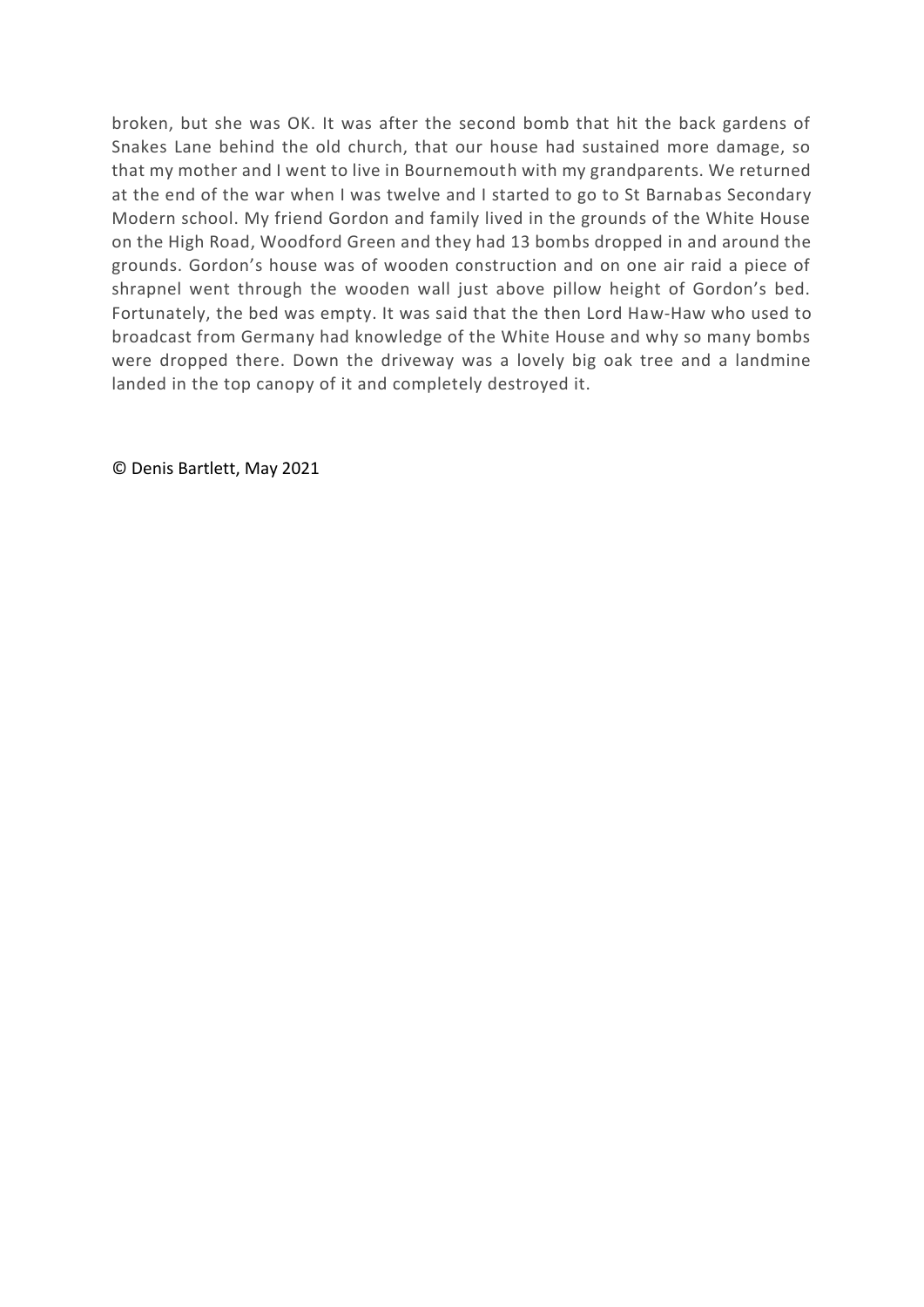broken, but she was OK. It was after the second bomb that hit the back gardens of Snakes Lane behind the old church, that our house had sustained more damage, so that my mother and I went to live in Bournemouth with my grandparents. We returned at the end of the war when I was twelve and I started to go to St Barnabas Secondary Modern school. My friend Gordon and family lived in the grounds of the White House on the High Road, Woodford Green and they had 13 bombs dropped in and around the grounds. Gordon's house was of wooden construction and on one air raid a piece of shrapnel went through the wooden wall just above pillow height of Gordon's bed. Fortunately, the bed was empty. It was said that the then Lord Haw-Haw who used to broadcast from Germany had knowledge of the White House and why so many bombs were dropped there. Down the driveway was a lovely big oak tree and a landmine landed in the top canopy of it and completely destroyed it.

© Denis Bartlett, May 2021